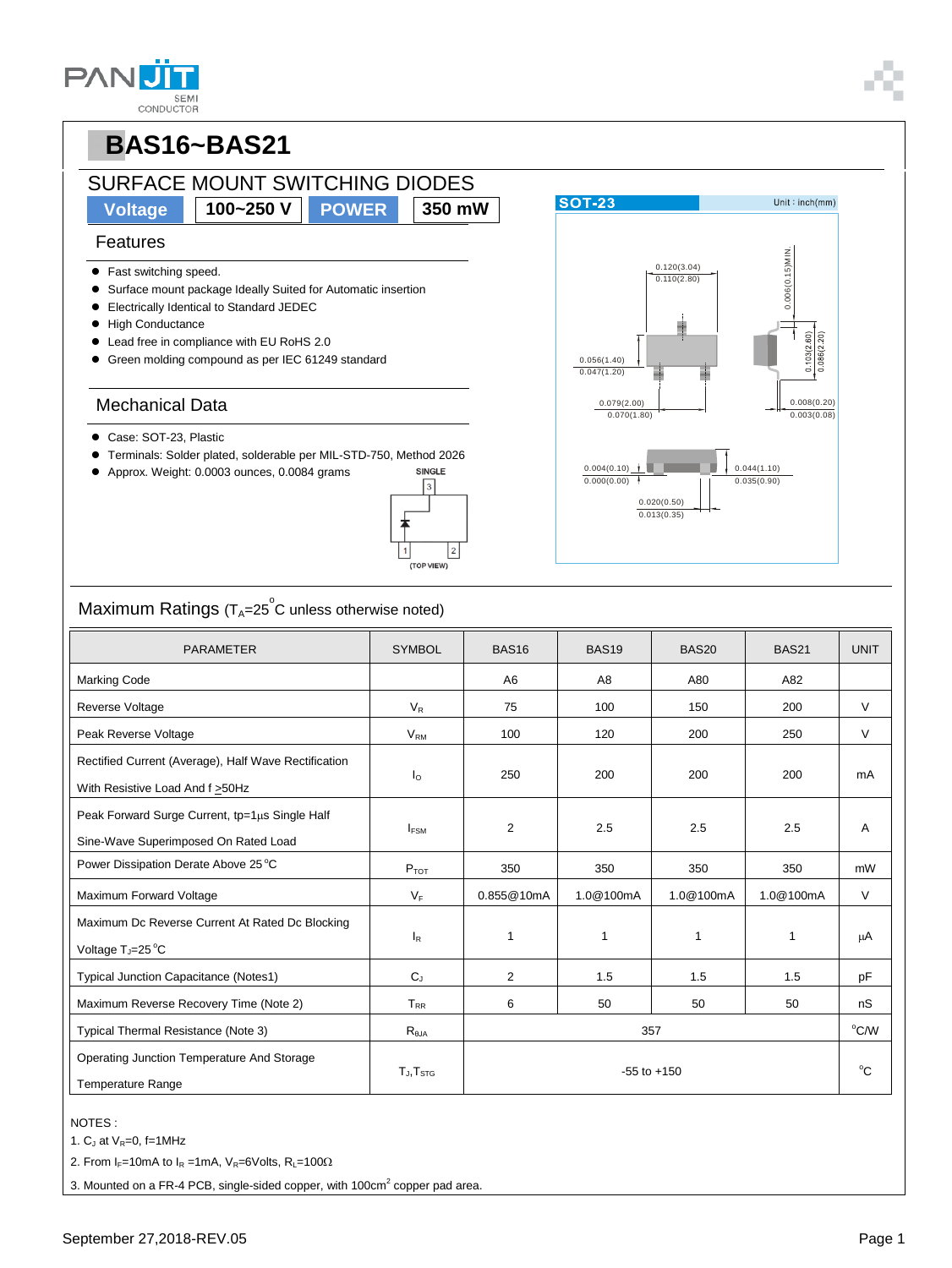# BAS16~BAS21

## SURFACE MOUNT SWITCHING DIODES

| Voltage | 100~250 V | POWER | 350 mW |
|---|---|---|---|

### Features

- Fast switching speed.
- Surface mount package Ideally Suited for Automatic insertion
- Electrically Identical to Standard JEDEC
- High Conductance
- Lead free in compliance with EU RoHS 2.0
- Green molding compound as per IEC 61249 standard

### Mechanical Data

- Case: SOT-23, Plastic
- Terminals: Solder plated, solderable per MIL-STD-750, Method 2026
- Approx. Weight: 0.0003 ounces, 0.0084 grams

SINGLE (TOP VIEW)

SOT-23 Unit : inch(mm)

## Maximum Ratings ($T_A$=25°C unless otherwise noted)

| PARAMETER | SYMBOL | BAS16 | BAS19 | BAS20 | BAS21 | UNIT |
|---|---|---|---|---|---|---|
| Marking Code | | A6 | A8 | A80 | A82 | |
| Reverse Voltage | $V_R$ | 75 | 100 | 150 | 200 | V |
| Peak Reverse Voltage | $V_{RM}$ | 100 | 120 | 200 | 250 | V |
| Rectified Current (Average), Half Wave Rectification With Resistive Load And f ≥50Hz | $I_O$ | 250 | 200 | 200 | 200 | mA |
| Peak Forward Surge Current, tp=1μs Single Half Sine-Wave Superimposed On Rated Load | $I_{FSM}$ | 2 | 2.5 | 2.5 | 2.5 | A |
| Power Dissipation Derate Above 25°C | $P_{TOT}$ | 350 | 350 | 350 | 350 | mW |
| Maximum Forward Voltage | $V_F$ | 0.855@10mA | 1.0@100mA | 1.0@100mA | 1.0@100mA | V |
| Maximum Dc Reverse Current At Rated Dc Blocking Voltage $T_J$=25°C | $I_R$ | 1 | 1 | 1 | 1 | μA |
| Typical Junction Capacitance (Notes1) | $C_J$ | 2 | 1.5 | 1.5 | 1.5 | pF |
| Maximum Reverse Recovery Time (Note 2) | $T_{RR}$ | 6 | 50 | 50 | 50 | nS |
| Typical Thermal Resistance (Note 3) | $R_{\theta JA}$ | 357 | | | | °C/W |
| Operating Junction Temperature And Storage Temperature Range | $T_J$,$T_{STG}$ | -55 to +150 | | | | °C |

NOTES :

1. $C_J$ at $V_R$=0, f=1MHz
2. From $I_F$=10mA to $I_R$ =1mA, $V_R$=6Volts, $R_L$=100Ω
3. Mounted on a FR-4 PCB, single-sided copper, with 100cm² copper pad area.

September 27,2018-REV.05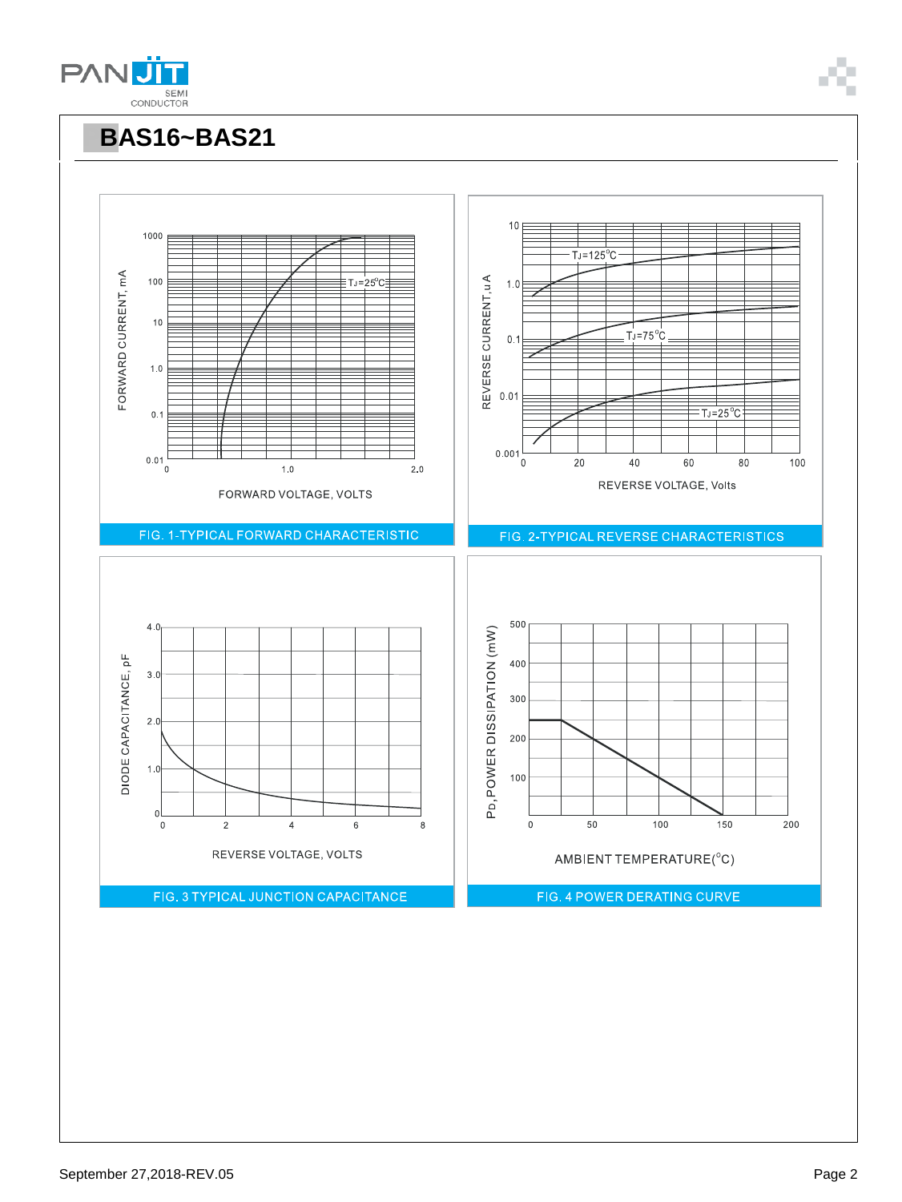## BAS16~BAS21

FIG. 1-TYPICAL FORWARD CHARACTERISTIC

FIG. 2-TYPICAL REVERSE CHARACTERISTICS

FIG. 3 TYPICAL JUNCTION CAPACITANCE

FIG. 4 POWER DERATING CURVE

September 27,2018-REV.05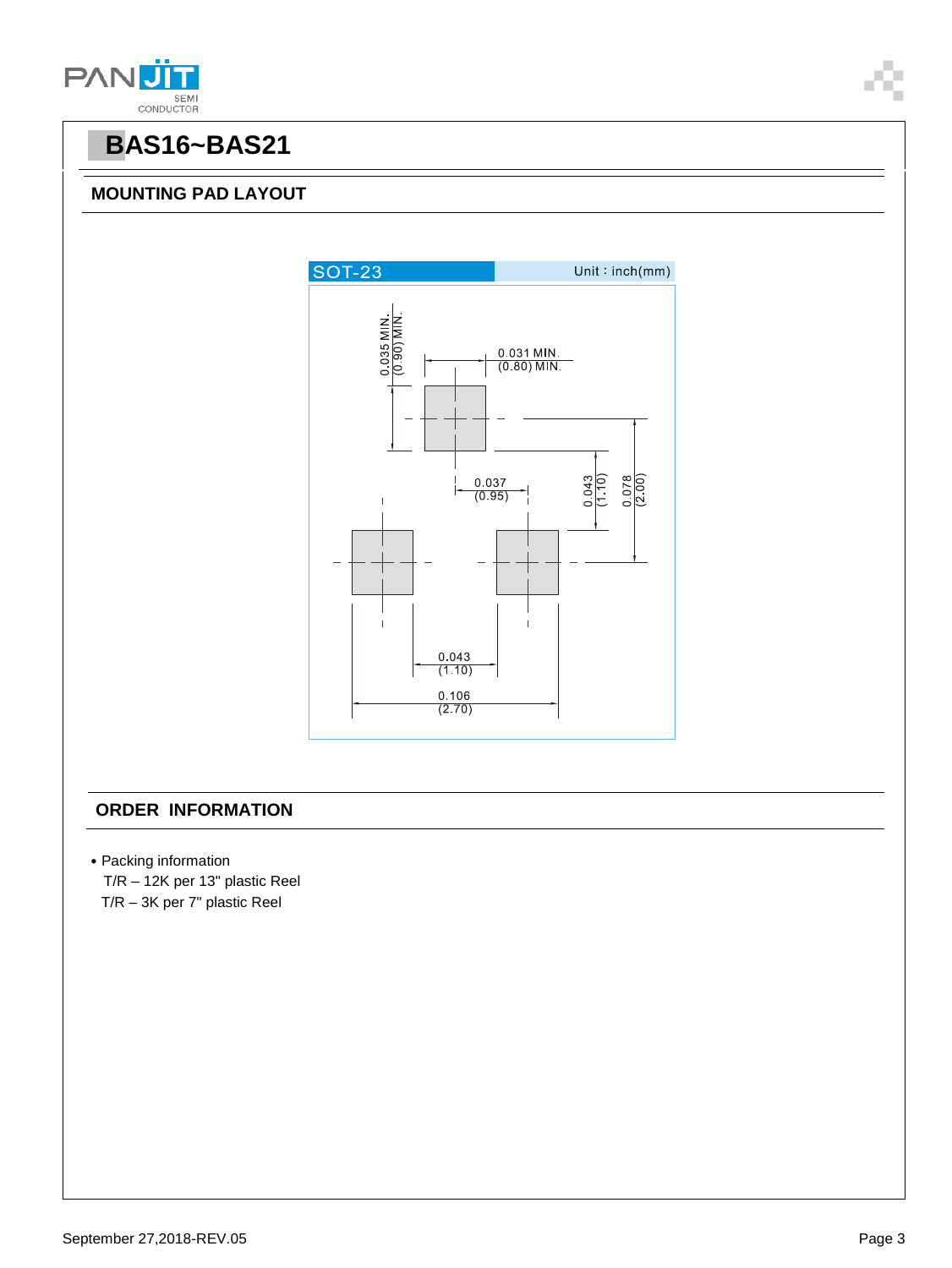# BAS16~BAS21

## MOUNTING PAD LAYOUT

SOT-23 Unit：inch(mm)

0.035 MIN. (0.90) MIN.

0.031 MIN. (0.80) MIN.

0.037 (0.95)

0.043 (1.10)

0.078 (2.00)

0.043 (1.10)

0.106 (2.70)

## ORDER INFORMATION

- Packing information
  T/R – 12K per 13" plastic Reel
  T/R – 3K per 7" plastic Reel

September 27,2018-REV.05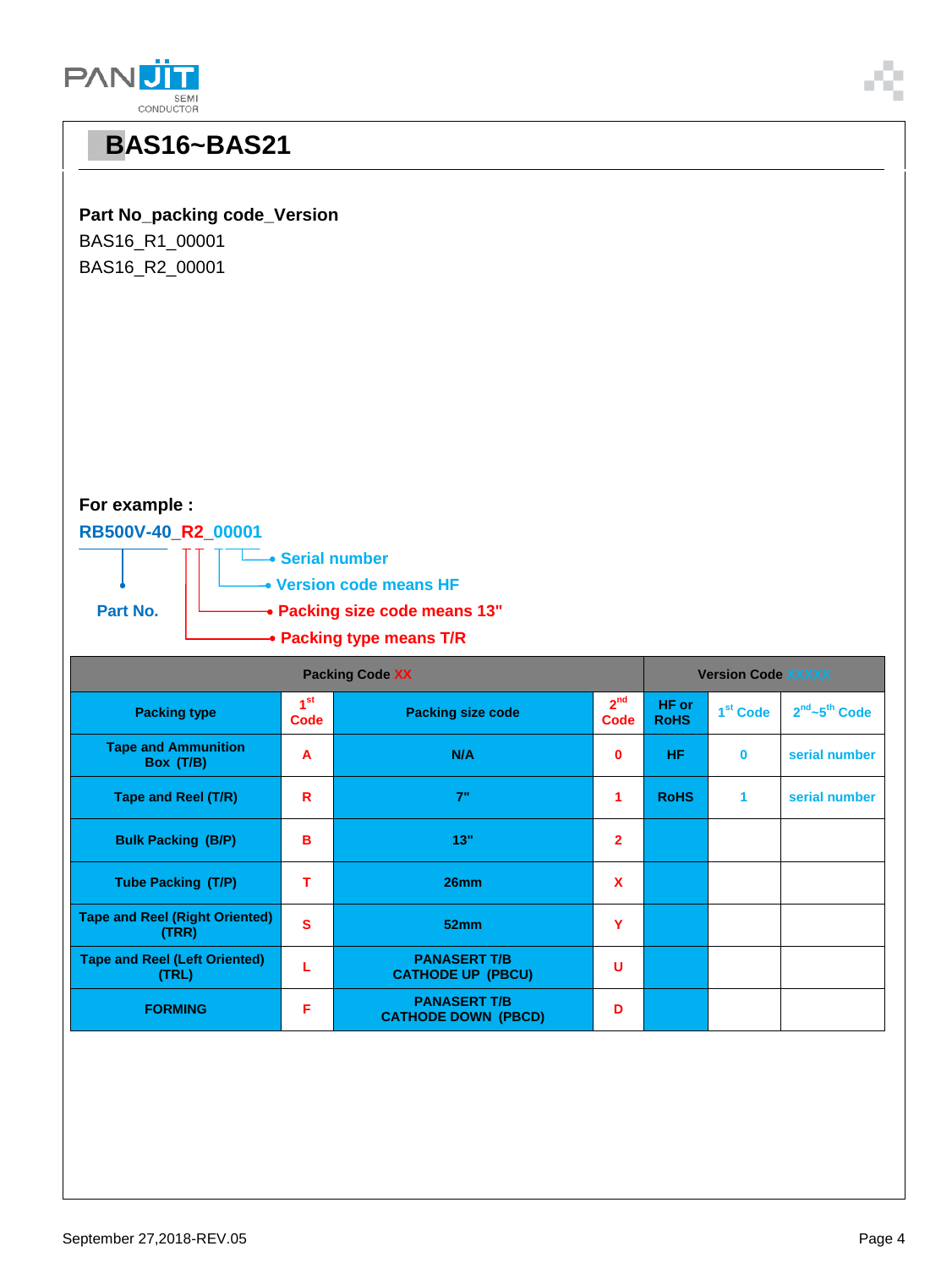# BAS16~BAS21

**Part No_packing code_Version**

BAS16_R1_00001

BAS16_R2_00001

**For example :**

**RB500V-40_R2_00001**

- Part No.
- Serial number
- Version code means HF
- Packing size code means 13"
- Packing type means T/R

| Packing Code XX | | | | Version Code XXXXX | | |
|---|---|---|---|---|---|---|
| Packing type | 1st Code | Packing size code | 2nd Code | HF or RoHS | 1st Code | 2nd~5th Code |
| Tape and Ammunition Box (T/B) | A | N/A | 0 | HF | 0 | serial number |
| Tape and Reel (T/R) | R | 7" | 1 | RoHS | 1 | serial number |
| Bulk Packing (B/P) | B | 13" | 2 | | | |
| Tube Packing (T/P) | T | 26mm | X | | | |
| Tape and Reel (Right Oriented) (TRR) | S | 52mm | Y | | | |
| Tape and Reel (Left Oriented) (TRL) | L | PANASERT T/B CATHODE UP (PBCU) | U | | | |
| FORMING | F | PANASERT T/B CATHODE DOWN (PBCD) | D | | | |

September 27,2018-REV.05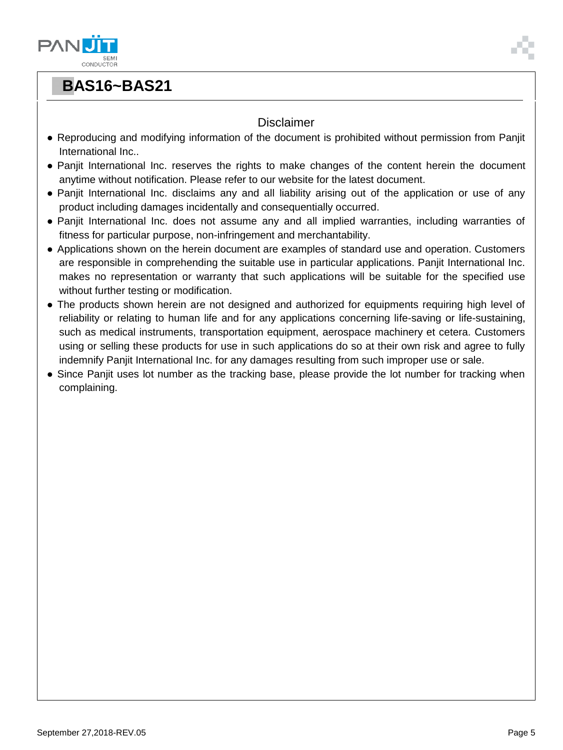## Disclaimer

- Reproducing and modifying information of the document is prohibited without permission from Panjit International Inc..
- Panjit International Inc. reserves the rights to make changes of the content herein the document anytime without notification. Please refer to our website for the latest document.
- Panjit International Inc. disclaims any and all liability arising out of the application or use of any product including damages incidentally and consequentially occurred.
- Panjit International Inc. does not assume any and all implied warranties, including warranties of fitness for particular purpose, non-infringement and merchantability.
- Applications shown on the herein document are examples of standard use and operation. Customers are responsible in comprehending the suitable use in particular applications. Panjit International Inc. makes no representation or warranty that such applications will be suitable for the specified use without further testing or modification.
- The products shown herein are not designed and authorized for equipments requiring high level of reliability or relating to human life and for any applications concerning life-saving or life-sustaining, such as medical instruments, transportation equipment, aerospace machinery et cetera. Customers using or selling these products for use in such applications do so at their own risk and agree to fully indemnify Panjit International Inc. for any damages resulting from such improper use or sale.
- Since Panjit uses lot number as the tracking base, please provide the lot number for tracking when complaining.